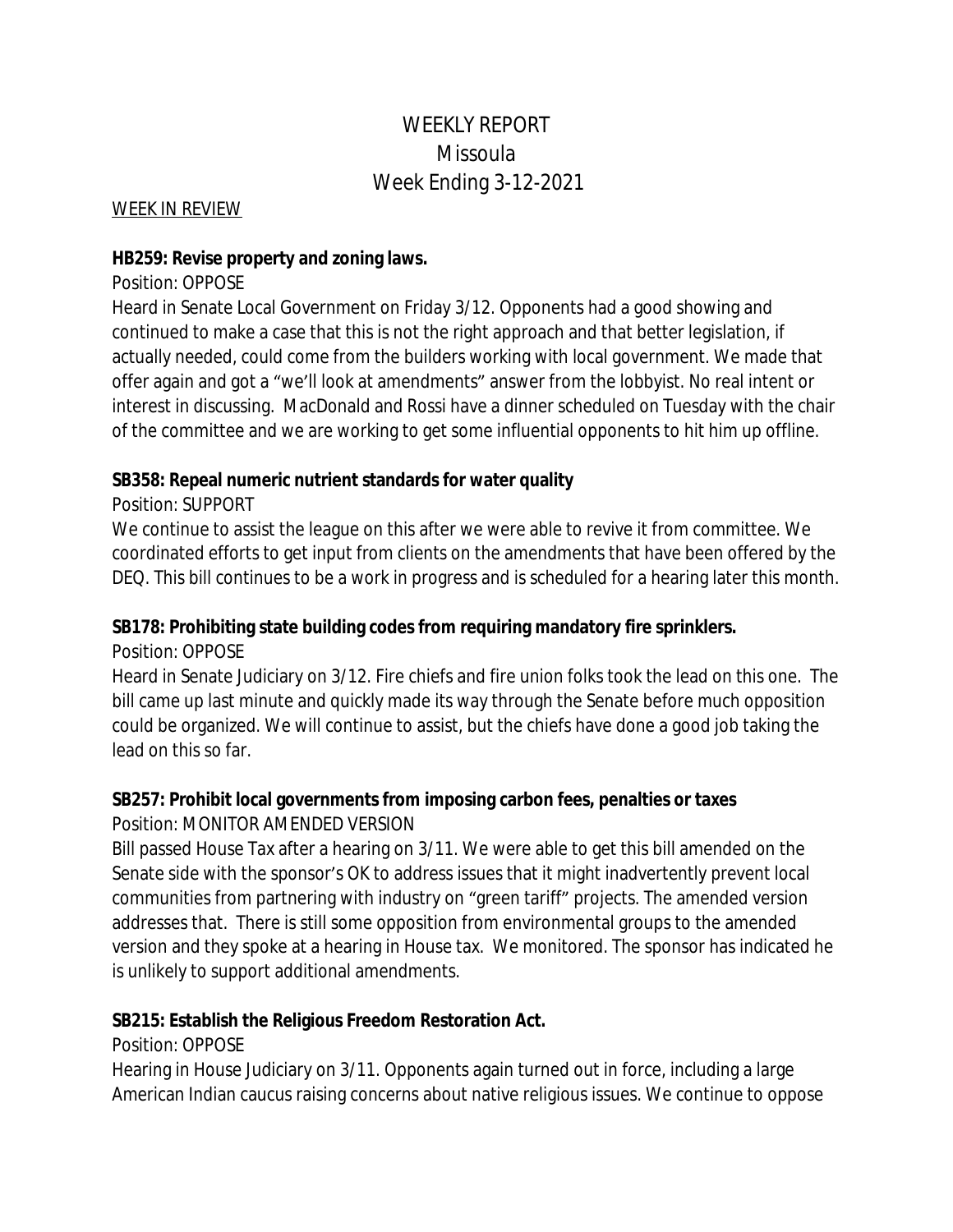# WEEKLY REPORT
## Missoula
## Week Ending 3-12-2021

WEEK IN REVIEW

**HB259: Revise property and zoning laws.**

Position: OPPOSE

Heard in Senate Local Government on Friday 3/12. Opponents had a good showing and continued to make a case that this is not the right approach and that better legislation, if actually needed, could come from the builders working with local government. We made that offer again and got a "we'll look at amendments" answer from the lobbyist. No real intent or interest in discussing. MacDonald and Rossi have a dinner scheduled on Tuesday with the chair of the committee and we are working to get some influential opponents to hit him up offline.

**SB358: Repeal numeric nutrient standards for water quality**

Position: SUPPORT

We continue to assist the league on this after we were able to revive it from committee. We coordinated efforts to get input from clients on the amendments that have been offered by the DEQ. This bill continues to be a work in progress and is scheduled for a hearing later this month.

**SB178: Prohibiting state building codes from requiring mandatory fire sprinklers.**

Position: OPPOSE

Heard in Senate Judiciary on 3/12. Fire chiefs and fire union folks took the lead on this one. The bill came up last minute and quickly made its way through the Senate before much opposition could be organized. We will continue to assist, but the chiefs have done a good job taking the lead on this so far.

**SB257: Prohibit local governments from imposing carbon fees, penalties or taxes**

Position: MONITOR AMENDED VERSION

Bill passed House Tax after a hearing on 3/11. We were able to get this bill amended on the Senate side with the sponsor's OK to address issues that it might inadvertently prevent local communities from partnering with industry on "green tariff" projects. The amended version addresses that. There is still some opposition from environmental groups to the amended version and they spoke at a hearing in House tax. We monitored. The sponsor has indicated he is unlikely to support additional amendments.

**SB215: Establish the Religious Freedom Restoration Act.**

Position: OPPOSE

Hearing in House Judiciary on 3/11. Opponents again turned out in force, including a large American Indian caucus raising concerns about native religious issues. We continue to oppose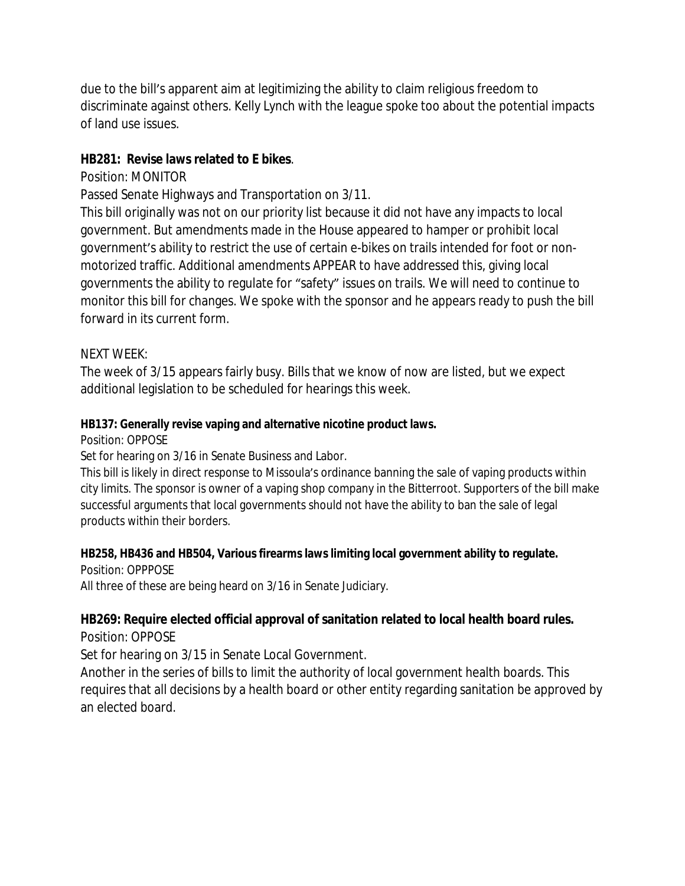due to the bill's apparent aim at legitimizing the ability to claim religious freedom to discriminate against others. Kelly Lynch with the league spoke too about the potential impacts of land use issues.

**HB281: Revise laws related to E bikes**.

Position: MONITOR

Passed Senate Highways and Transportation on 3/11.

This bill originally was not on our priority list because it did not have any impacts to local government. But amendments made in the House appeared to hamper or prohibit local government's ability to restrict the use of certain e-bikes on trails intended for foot or non-motorized traffic. Additional amendments APPEAR to have addressed this, giving local governments the ability to regulate for "safety" issues on trails. We will need to continue to monitor this bill for changes. We spoke with the sponsor and he appears ready to push the bill forward in its current form.

NEXT WEEK:

The week of 3/15 appears fairly busy. Bills that we know of now are listed, but we expect additional legislation to be scheduled for hearings this week.

**HB137: Generally revise vaping and alternative nicotine product laws.**

Position: OPPOSE

Set for hearing on 3/16 in Senate Business and Labor.

This bill is likely in direct response to Missoula's ordinance banning the sale of vaping products within city limits. The sponsor is owner of a vaping shop company in the Bitterroot. Supporters of the bill make successful arguments that local governments should not have the ability to ban the sale of legal products within their borders.

**HB258, HB436 and HB504, Various firearms laws limiting local government ability to regulate.**

Position: OPPPOSE

All three of these are being heard on 3/16 in Senate Judiciary.

**HB269: Require elected official approval of sanitation related to local health board rules.**

Position: OPPOSE

Set for hearing on 3/15 in Senate Local Government.

Another in the series of bills to limit the authority of local government health boards. This requires that all decisions by a health board or other entity regarding sanitation be approved by an elected board.